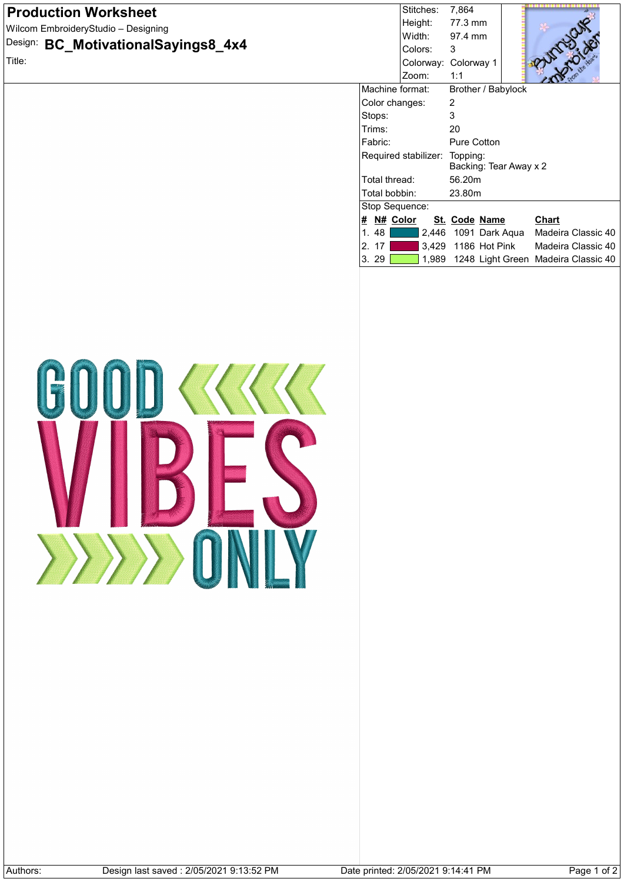# Production Worksheet

Wilcom EmbroideryStudio – Designing

Design: **BC_MotivationalSayings8_4x4**

Title:

| | |
|---|---|
| Stitches: | 7,864 |
| Height: | 77.3 mm |
| Width: | 97.4 mm |
| Colors: | 3 |
| Colorway: | Colorway 1 |
| Zoom: | 1:1 |

| | |
|---|---|
| Machine format: | Brother / Babylock |
| Color changes: | 2 |
| Stops: | 3 |
| Trims: | 20 |
| Fabric: | Pure Cotton |
| Required stabilizer: | Topping:<br>Backing: Tear Away x 2 |
| Total thread: | 56.20m |
| Total bobbin: | 23.80m |

Stop Sequence:

| # | N# | Color | St. | Code | Name | Chart |
|---|---|---|---|---|---|---|
| 1. | 48 | | 2,446 | 1091 | Dark Aqua | Madeira Classic 40 |
| 2. | 17 | | 3,429 | 1186 | Hot Pink | Madeira Classic 40 |
| 3. | 29 | | 1,989 | 1248 | Light Green | Madeira Classic 40 |

Authors: Design last saved : 2/05/2021 9:13:52 PM Date printed: 2/05/2021 9:14:41 PM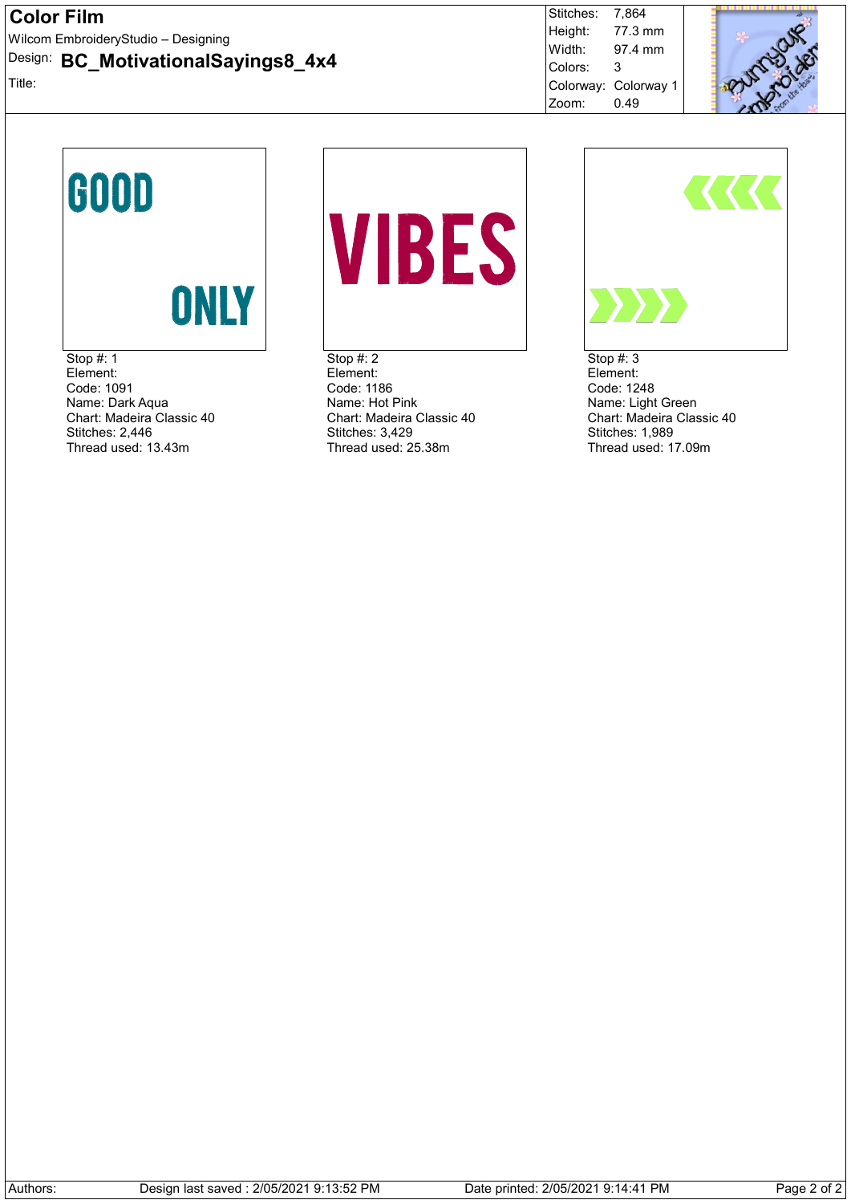# Color Film

Wilcom EmbroideryStudio – Designing

Design: **BC_MotivationalSayings8_4x4**

Title:

| | |
|---|---|
| Stitches: | 7,864 |
| Height: | 77.3 mm |
| Width: | 97.4 mm |
| Colors: | 3 |
| Colorway: | Colorway 1 |
| Zoom: | 0.49 |

GOOD

ONLY

Stop #: 1
Element:
Code: 1091
Name: Dark Aqua
Chart: Madeira Classic 40
Stitches: 2,446
Thread used: 13.43m

VIBES

Stop #: 2
Element:
Code: 1186
Name: Hot Pink
Chart: Madeira Classic 40
Stitches: 3,429
Thread used: 25.38m

Stop #: 3
Element:
Code: 1248
Name: Light Green
Chart: Madeira Classic 40
Stitches: 1,989
Thread used: 17.09m

Authors: Design last saved : 2/05/2021 9:13:52 PM Date printed: 2/05/2021 9:14:41 PM